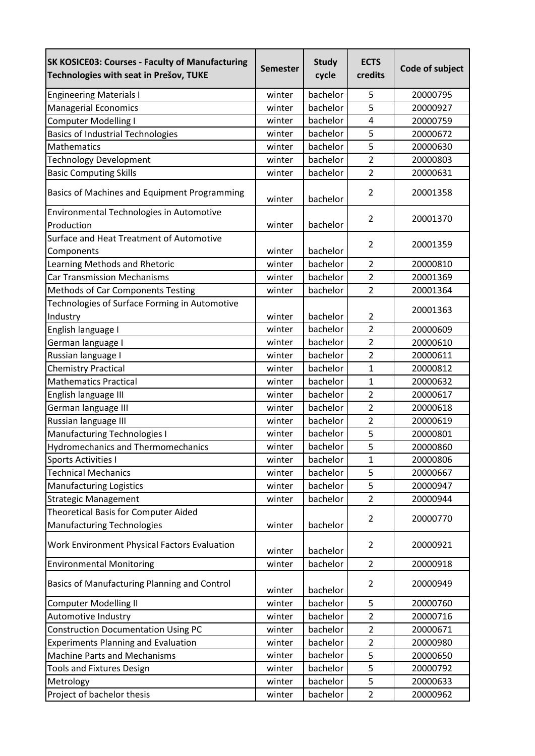| SK KOSICE03: Courses - Faculty of Manufacturing Technologies with seat in Prešov, TUKE | Semester | Study cycle | ECTS credits | Code of subject |
|---|---|---|---|---|
| Engineering Materials I | winter | bachelor | 5 | 20000795 |
| Managerial Economics | winter | bachelor | 5 | 20000927 |
| Computer Modelling I | winter | bachelor | 4 | 20000759 |
| Basics of Industrial Technologies | winter | bachelor | 5 | 20000672 |
| Mathematics | winter | bachelor | 5 | 20000630 |
| Technology Development | winter | bachelor | 2 | 20000803 |
| Basic Computing Skills | winter | bachelor | 2 | 20000631 |
| Basics of Machines and Equipment Programming | winter | bachelor | 2 | 20001358 |
| Environmental Technologies in Automotive Production | winter | bachelor | 2 | 20001370 |
| Surface and Heat Treatment of Automotive Components | winter | bachelor | 2 | 20001359 |
| Learning Methods and Rhetoric | winter | bachelor | 2 | 20000810 |
| Car Transmission Mechanisms | winter | bachelor | 2 | 20001369 |
| Methods of Car Components Testing | winter | bachelor | 2 | 20001364 |
| Technologies of Surface Forming in Automotive Industry | winter | bachelor | 2 | 20001363 |
| English language I | winter | bachelor | 2 | 20000609 |
| German language I | winter | bachelor | 2 | 20000610 |
| Russian language I | winter | bachelor | 2 | 20000611 |
| Chemistry Practical | winter | bachelor | 1 | 20000812 |
| Mathematics Practical | winter | bachelor | 1 | 20000632 |
| English language III | winter | bachelor | 2 | 20000617 |
| German language III | winter | bachelor | 2 | 20000618 |
| Russian language III | winter | bachelor | 2 | 20000619 |
| Manufacturing Technologies I | winter | bachelor | 5 | 20000801 |
| Hydromechanics and Thermomechanics | winter | bachelor | 5 | 20000860 |
| Sports Activities I | winter | bachelor | 1 | 20000806 |
| Technical Mechanics | winter | bachelor | 5 | 20000667 |
| Manufacturing Logistics | winter | bachelor | 5 | 20000947 |
| Strategic Management | winter | bachelor | 2 | 20000944 |
| Theoretical Basis for Computer Aided Manufacturing Technologies | winter | bachelor | 2 | 20000770 |
| Work Environment Physical Factors Evaluation | winter | bachelor | 2 | 20000921 |
| Environmental Monitoring | winter | bachelor | 2 | 20000918 |
| Basics of Manufacturing Planning and Control | winter | bachelor | 2 | 20000949 |
| Computer Modelling II | winter | bachelor | 5 | 20000760 |
| Automotive Industry | winter | bachelor | 2 | 20000716 |
| Construction Documentation Using PC | winter | bachelor | 2 | 20000671 |
| Experiments Planning and Evaluation | winter | bachelor | 2 | 20000980 |
| Machine Parts and Mechanisms | winter | bachelor | 5 | 20000650 |
| Tools and Fixtures Design | winter | bachelor | 5 | 20000792 |
| Metrology | winter | bachelor | 5 | 20000633 |
| Project of bachelor thesis | winter | bachelor | 2 | 20000962 |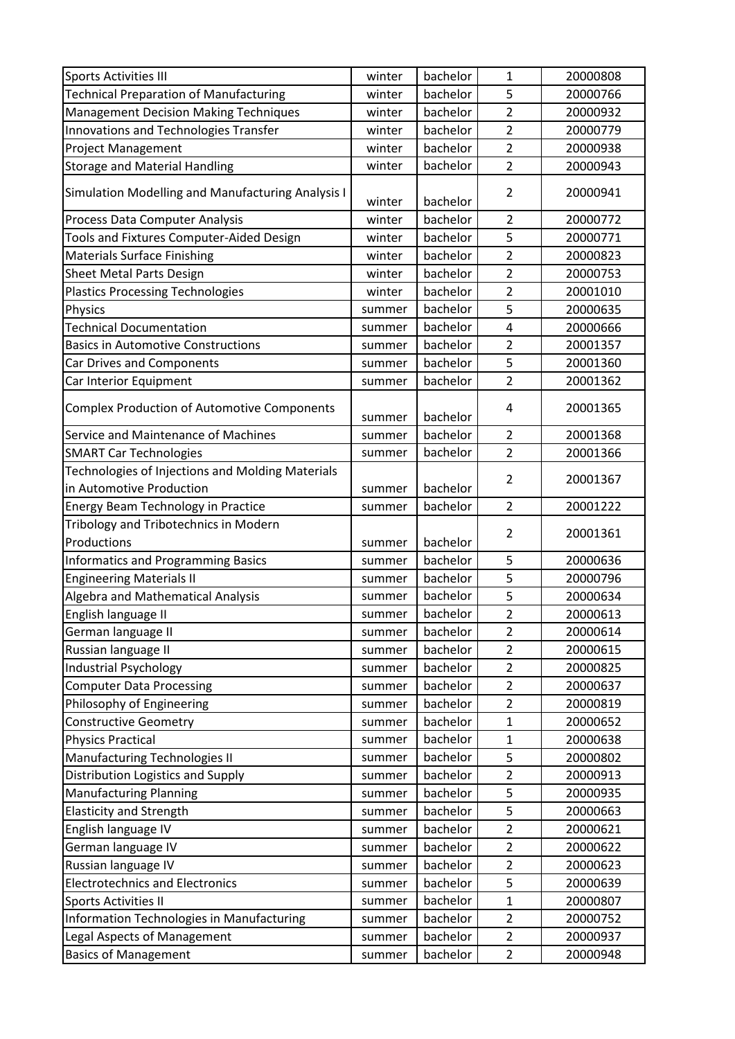| | | | | |
|---|---|---|---|---|
| Sports Activities III | winter | bachelor | 1 | 20000808 |
| Technical Preparation of Manufacturing | winter | bachelor | 5 | 20000766 |
| Management Decision Making Techniques | winter | bachelor | 2 | 20000932 |
| Innovations and Technologies Transfer | winter | bachelor | 2 | 20000779 |
| Project Management | winter | bachelor | 2 | 20000938 |
| Storage and Material Handling | winter | bachelor | 2 | 20000943 |
| Simulation Modelling and Manufacturing Analysis I | winter | bachelor | 2 | 20000941 |
| Process Data Computer Analysis | winter | bachelor | 2 | 20000772 |
| Tools and Fixtures Computer-Aided Design | winter | bachelor | 5 | 20000771 |
| Materials Surface Finishing | winter | bachelor | 2 | 20000823 |
| Sheet Metal Parts Design | winter | bachelor | 2 | 20000753 |
| Plastics Processing Technologies | winter | bachelor | 2 | 20001010 |
| Physics | summer | bachelor | 5 | 20000635 |
| Technical Documentation | summer | bachelor | 4 | 20000666 |
| Basics in Automotive Constructions | summer | bachelor | 2 | 20001357 |
| Car Drives and Components | summer | bachelor | 5 | 20001360 |
| Car Interior Equipment | summer | bachelor | 2 | 20001362 |
| Complex Production of Automotive Components | summer | bachelor | 4 | 20001365 |
| Service and Maintenance of Machines | summer | bachelor | 2 | 20001368 |
| SMART Car Technologies | summer | bachelor | 2 | 20001366 |
| Technologies of Injections and Molding Materials in Automotive Production | summer | bachelor | 2 | 20001367 |
| Energy Beam Technology in Practice | summer | bachelor | 2 | 20001222 |
| Tribology and Tribotechnics in Modern Productions | summer | bachelor | 2 | 20001361 |
| Informatics and Programming Basics | summer | bachelor | 5 | 20000636 |
| Engineering Materials II | summer | bachelor | 5 | 20000796 |
| Algebra and Mathematical Analysis | summer | bachelor | 5 | 20000634 |
| English language II | summer | bachelor | 2 | 20000613 |
| German language II | summer | bachelor | 2 | 20000614 |
| Russian language II | summer | bachelor | 2 | 20000615 |
| Industrial Psychology | summer | bachelor | 2 | 20000825 |
| Computer Data Processing | summer | bachelor | 2 | 20000637 |
| Philosophy of Engineering | summer | bachelor | 2 | 20000819 |
| Constructive Geometry | summer | bachelor | 1 | 20000652 |
| Physics Practical | summer | bachelor | 1 | 20000638 |
| Manufacturing Technologies II | summer | bachelor | 5 | 20000802 |
| Distribution Logistics and Supply | summer | bachelor | 2 | 20000913 |
| Manufacturing Planning | summer | bachelor | 5 | 20000935 |
| Elasticity and Strength | summer | bachelor | 5 | 20000663 |
| English language IV | summer | bachelor | 2 | 20000621 |
| German language IV | summer | bachelor | 2 | 20000622 |
| Russian language IV | summer | bachelor | 2 | 20000623 |
| Electrotechnics and Electronics | summer | bachelor | 5 | 20000639 |
| Sports Activities II | summer | bachelor | 1 | 20000807 |
| Information Technologies in Manufacturing | summer | bachelor | 2 | 20000752 |
| Legal Aspects of Management | summer | bachelor | 2 | 20000937 |
| Basics of Management | summer | bachelor | 2 | 20000948 |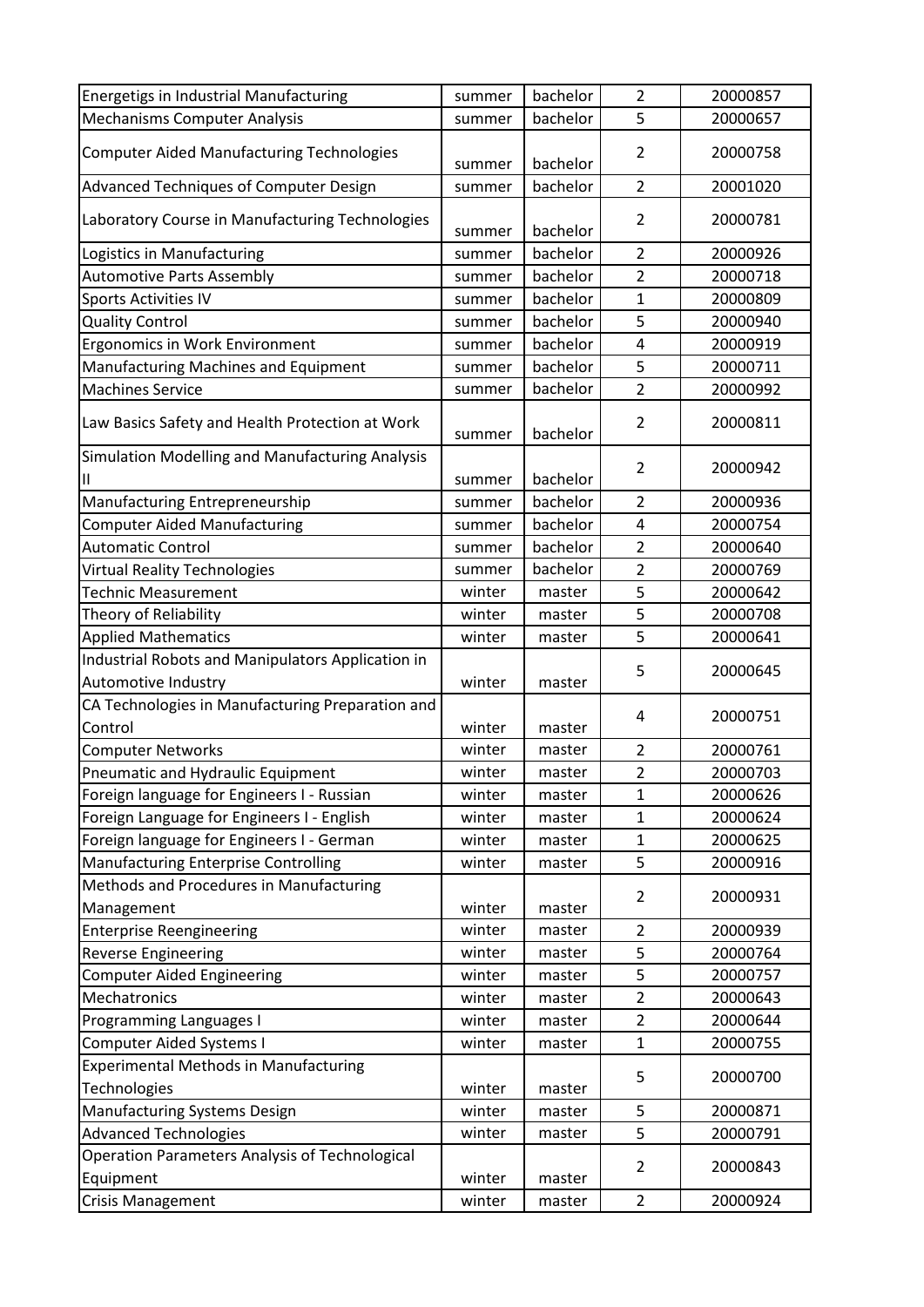| Energetigs in Industrial Manufacturing | summer | bachelor | 2 | 20000857 |
|---|---|---|---|---|
| Mechanisms Computer Analysis | summer | bachelor | 5 | 20000657 |
| Computer Aided Manufacturing Technologies | summer | bachelor | 2 | 20000758 |
| Advanced Techniques of Computer Design | summer | bachelor | 2 | 20001020 |
| Laboratory Course in Manufacturing Technologies | summer | bachelor | 2 | 20000781 |
| Logistics in Manufacturing | summer | bachelor | 2 | 20000926 |
| Automotive Parts Assembly | summer | bachelor | 2 | 20000718 |
| Sports Activities IV | summer | bachelor | 1 | 20000809 |
| Quality Control | summer | bachelor | 5 | 20000940 |
| Ergonomics in Work Environment | summer | bachelor | 4 | 20000919 |
| Manufacturing Machines and Equipment | summer | bachelor | 5 | 20000711 |
| Machines Service | summer | bachelor | 2 | 20000992 |
| Law Basics Safety and Health Protection at Work | summer | bachelor | 2 | 20000811 |
| Simulation Modelling and Manufacturing Analysis II | summer | bachelor | 2 | 20000942 |
| Manufacturing Entrepreneurship | summer | bachelor | 2 | 20000936 |
| Computer Aided Manufacturing | summer | bachelor | 4 | 20000754 |
| Automatic Control | summer | bachelor | 2 | 20000640 |
| Virtual Reality Technologies | summer | bachelor | 2 | 20000769 |
| Technic Measurement | winter | master | 5 | 20000642 |
| Theory of Reliability | winter | master | 5 | 20000708 |
| Applied Mathematics | winter | master | 5 | 20000641 |
| Industrial Robots and Manipulators Application in Automotive Industry | winter | master | 5 | 20000645 |
| CA Technologies in Manufacturing Preparation and Control | winter | master | 4 | 20000751 |
| Computer Networks | winter | master | 2 | 20000761 |
| Pneumatic and Hydraulic Equipment | winter | master | 2 | 20000703 |
| Foreign language for Engineers I - Russian | winter | master | 1 | 20000626 |
| Foreign Language for Engineers I - English | winter | master | 1 | 20000624 |
| Foreign language for Engineers I - German | winter | master | 1 | 20000625 |
| Manufacturing Enterprise Controlling | winter | master | 5 | 20000916 |
| Methods and Procedures in Manufacturing Management | winter | master | 2 | 20000931 |
| Enterprise Reengineering | winter | master | 2 | 20000939 |
| Reverse Engineering | winter | master | 5 | 20000764 |
| Computer Aided Engineering | winter | master | 5 | 20000757 |
| Mechatronics | winter | master | 2 | 20000643 |
| Programming Languages I | winter | master | 2 | 20000644 |
| Computer Aided Systems I | winter | master | 1 | 20000755 |
| Experimental Methods in Manufacturing Technologies | winter | master | 5 | 20000700 |
| Manufacturing Systems Design | winter | master | 5 | 20000871 |
| Advanced Technologies | winter | master | 5 | 20000791 |
| Operation Parameters Analysis of Technological Equipment | winter | master | 2 | 20000843 |
| Crisis Management | winter | master | 2 | 20000924 |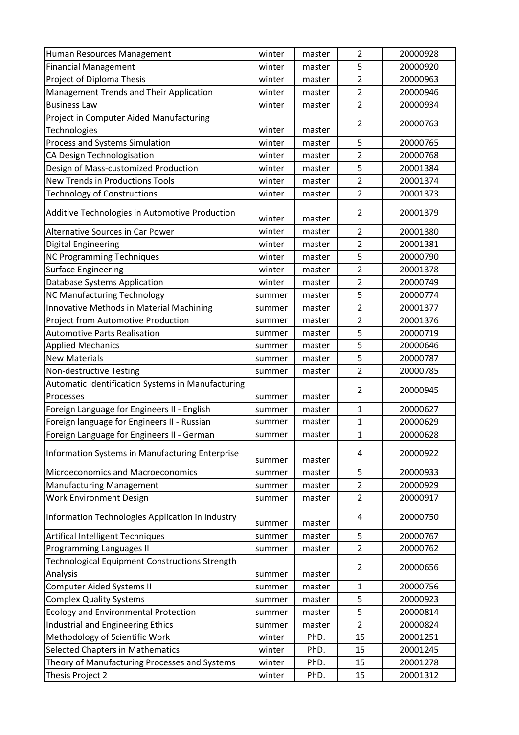| Human Resources Management | winter | master | 2 | 20000928 |
|---|---|---|---|---|
| Financial Management | winter | master | 5 | 20000920 |
| Project of Diploma Thesis | winter | master | 2 | 20000963 |
| Management Trends and Their Application | winter | master | 2 | 20000946 |
| Business Law | winter | master | 2 | 20000934 |
| Project in Computer Aided Manufacturing Technologies | winter | master | 2 | 20000763 |
| Process and Systems Simulation | winter | master | 5 | 20000765 |
| CA Design Technologisation | winter | master | 2 | 20000768 |
| Design of Mass-customized Production | winter | master | 5 | 20001384 |
| New Trends in Productions Tools | winter | master | 2 | 20001374 |
| Technology of Constructions | winter | master | 2 | 20001373 |
| Additive Technologies in Automotive Production | winter | master | 2 | 20001379 |
| Alternative Sources in Car Power | winter | master | 2 | 20001380 |
| Digital Engineering | winter | master | 2 | 20001381 |
| NC Programming Techniques | winter | master | 5 | 20000790 |
| Surface Engineering | winter | master | 2 | 20001378 |
| Database Systems Application | winter | master | 2 | 20000749 |
| NC Manufacturing Technology | summer | master | 5 | 20000774 |
| Innovative Methods in Material Machining | summer | master | 2 | 20001377 |
| Project from Automotive Production | summer | master | 2 | 20001376 |
| Automotive Parts Realisation | summer | master | 5 | 20000719 |
| Applied Mechanics | summer | master | 5 | 20000646 |
| New Materials | summer | master | 5 | 20000787 |
| Non-destructive Testing | summer | master | 2 | 20000785 |
| Automatic Identification Systems in Manufacturing Processes | summer | master | 2 | 20000945 |
| Foreign Language for Engineers II - English | summer | master | 1 | 20000627 |
| Foreign language for Engineers II - Russian | summer | master | 1 | 20000629 |
| Foreign Language for Engineers II - German | summer | master | 1 | 20000628 |
| Information Systems in Manufacturing Enterprise | summer | master | 4 | 20000922 |
| Microeconomics and Macroeconomics | summer | master | 5 | 20000933 |
| Manufacturing Management | summer | master | 2 | 20000929 |
| Work Environment Design | summer | master | 2 | 20000917 |
| Information Technologies Application in Industry | summer | master | 4 | 20000750 |
| Artifical Intelligent Techniques | summer | master | 5 | 20000767 |
| Programming Languages II | summer | master | 2 | 20000762 |
| Technological Equipment Constructions Strength Analysis | summer | master | 2 | 20000656 |
| Computer Aided Systems II | summer | master | 1 | 20000756 |
| Complex Quality Systems | summer | master | 5 | 20000923 |
| Ecology and Environmental Protection | summer | master | 5 | 20000814 |
| Industrial and Engineering Ethics | summer | master | 2 | 20000824 |
| Methodology of Scientific Work | winter | PhD. | 15 | 20001251 |
| Selected Chapters in Mathematics | winter | PhD. | 15 | 20001245 |
| Theory of Manufacturing Processes and Systems | winter | PhD. | 15 | 20001278 |
| Thesis Project 2 | winter | PhD. | 15 | 20001312 |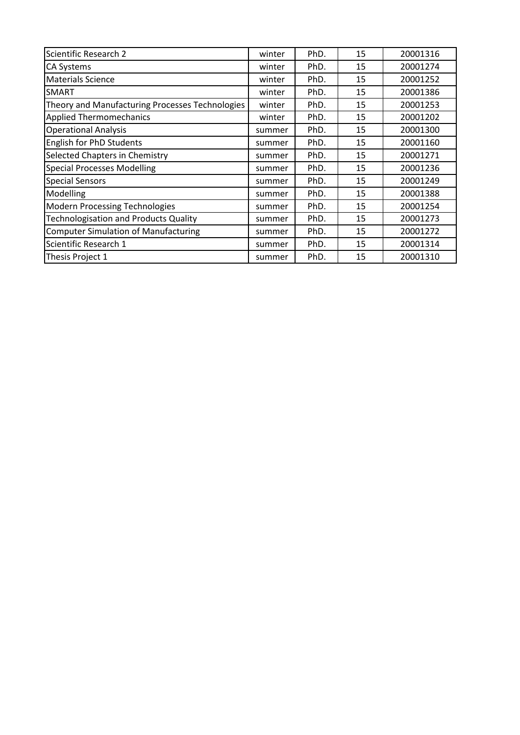| | | | | |
|---|---|---|---|---|
| Scientific Research 2 | winter | PhD. | 15 | 20001316 |
| CA Systems | winter | PhD. | 15 | 20001274 |
| Materials Science | winter | PhD. | 15 | 20001252 |
| SMART | winter | PhD. | 15 | 20001386 |
| Theory and Manufacturing Processes Technologies | winter | PhD. | 15 | 20001253 |
| Applied Thermomechanics | winter | PhD. | 15 | 20001202 |
| Operational Analysis | summer | PhD. | 15 | 20001300 |
| English for PhD Students | summer | PhD. | 15 | 20001160 |
| Selected Chapters in Chemistry | summer | PhD. | 15 | 20001271 |
| Special Processes Modelling | summer | PhD. | 15 | 20001236 |
| Special Sensors | summer | PhD. | 15 | 20001249 |
| Modelling | summer | PhD. | 15 | 20001388 |
| Modern Processing Technologies | summer | PhD. | 15 | 20001254 |
| Technologisation and Products Quality | summer | PhD. | 15 | 20001273 |
| Computer Simulation of Manufacturing | summer | PhD. | 15 | 20001272 |
| Scientific Research 1 | summer | PhD. | 15 | 20001314 |
| Thesis Project 1 | summer | PhD. | 15 | 20001310 |